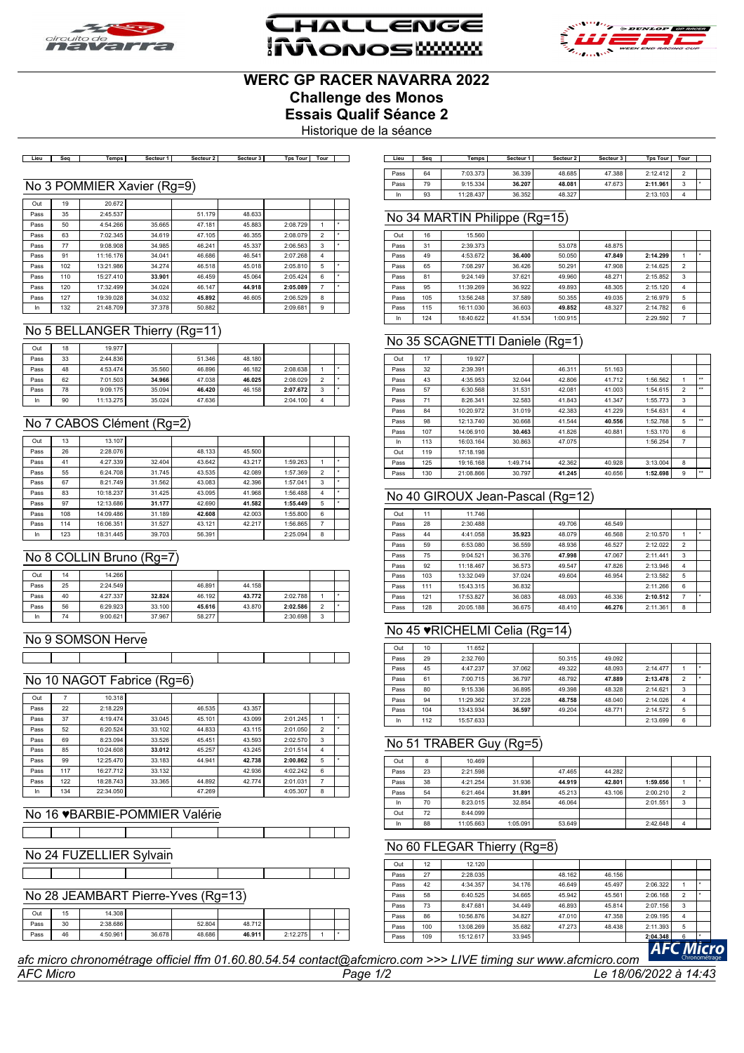# WERC GP RACER NAVARRA 2022

## Challenge des Monos

## Essais Qualif Séance 2

Historique de la séance

### No 3 POMMIER Xavier (Rg=9)

| Lieu | Seq | Temps | Secteur 1 | Secteur 2 | Secteur 3 | Tps Tour | Tour | |
|---|---|---|---|---|---|---|---|---|
| Out | 19 | 20.672 | | | | | | |
| Pass | 35 | 2:45.537 | | 51.179 | 48.633 | | | |
| Pass | 50 | 4:54.266 | 35.665 | 47.181 | 45.883 | 2:08.729 | 1 | * |
| Pass | 63 | 7:02.345 | 34.619 | 47.105 | 46.355 | 2:08.079 | 2 | * |
| Pass | 77 | 9:08.908 | 34.985 | 46.241 | 45.337 | 2:06.563 | 3 | * |
| Pass | 91 | 11:16.176 | 34.041 | 46.686 | 46.541 | 2:07.268 | 4 | |
| Pass | 102 | 13:21.986 | 34.274 | 46.518 | 45.018 | 2:05.810 | 5 | * |
| Pass | 110 | 15:27.410 | **33.901** | 46.459 | 45.064 | 2:05.424 | 6 | * |
| Pass | 120 | 17:32.499 | 34.024 | 46.147 | **44.918** | **2:05.089** | 7 | * |
| Pass | 127 | 19:39.028 | 34.032 | **45.892** | 46.605 | 2:06.529 | 8 | |
| In | 132 | 21:48.709 | 37.378 | 50.882 | | 2:09.681 | 9 | |

### No 5 BELLANGER Thierry (Rg=11)

| Lieu | Seq | Temps | Secteur 1 | Secteur 2 | Secteur 3 | Tps Tour | Tour | |
|---|---|---|---|---|---|---|---|---|
| Out | 18 | 19.977 | | | | | | |
| Pass | 33 | 2:44.836 | | 51.346 | 48.180 | | | |
| Pass | 48 | 4:53.474 | 35.560 | 46.896 | 46.182 | 2:08.638 | 1 | * |
| Pass | 62 | 7:01.503 | **34.966** | 47.038 | **46.025** | 2:08.029 | 2 | * |
| Pass | 78 | 9:09.175 | 35.094 | **46.420** | 46.158 | **2:07.672** | 3 | * |
| In | 90 | 11:13.275 | 35.024 | 47.636 | | 2:04.100 | 4 | |

### No 7 CABOS Clément (Rg=2)

| Lieu | Seq | Temps | Secteur 1 | Secteur 2 | Secteur 3 | Tps Tour | Tour | |
|---|---|---|---|---|---|---|---|---|
| Out | 13 | 13.107 | | | | | | |
| Pass | 26 | 2:28.076 | | 48.133 | 45.500 | | | |
| Pass | 41 | 4:27.339 | 32.404 | 43.642 | 43.217 | 1:59.263 | 1 | * |
| Pass | 55 | 6:24.708 | 31.745 | 43.535 | 42.089 | 1:57.369 | 2 | * |
| Pass | 67 | 8:21.749 | 31.562 | 43.083 | 42.396 | 1:57.041 | 3 | * |
| Pass | 83 | 10:18.237 | 31.425 | 43.095 | 41.968 | 1:56.488 | 4 | * |
| Pass | 97 | 12:13.686 | **31.177** | 42.690 | **41.582** | **1:55.449** | 5 | * |
| Pass | 108 | 14:09.486 | 31.189 | **42.608** | 42.003 | 1:55.800 | 6 | |
| Pass | 114 | 16:06.351 | 31.527 | 43.121 | 42.217 | 1:56.865 | 7 | |
| In | 123 | 18:31.445 | 39.703 | 56.391 | | 2:25.094 | 8 | |

### No 8 COLLIN Bruno (Rg=7)

| Lieu | Seq | Temps | Secteur 1 | Secteur 2 | Secteur 3 | Tps Tour | Tour | |
|---|---|---|---|---|---|---|---|---|
| Out | 14 | 14.266 | | | | | | |
| Pass | 25 | 2:24.549 | | 46.891 | 44.158 | | | |
| Pass | 40 | 4:27.337 | **32.824** | 46.192 | 43.772 | 2:02.788 | 1 | * |
| Pass | 56 | 6:29.923 | 33.100 | **45.616** | 43.870 | **2:02.586** | 2 | * |
| In | 74 | 9:00.621 | 37.967 | 58.277 | | 2:30.698 | 3 | |

### No 9 SOMSON Herve

| Lieu | Seq | Temps | Secteur 1 | Secteur 2 | Secteur 3 | Tps Tour | Tour | |
|---|---|---|---|---|---|---|---|---|
| | | | | | | | | |

### No 10 NAGOT Fabrice (Rg=6)

| Lieu | Seq | Temps | Secteur 1 | Secteur 2 | Secteur 3 | Tps Tour | Tour | |
|---|---|---|---|---|---|---|---|---|
| Out | 7 | 10.318 | | | | | | |
| Pass | 22 | 2:18.229 | | 46.535 | 43.357 | | | |
| Pass | 37 | 4:19.474 | 33.045 | 45.101 | 43.099 | 2:01.245 | 1 | * |
| Pass | 52 | 6:20.524 | 33.102 | 44.833 | 43.115 | 2:01.050 | 2 | * |
| Pass | 69 | 8:23.094 | 33.526 | 45.451 | 43.593 | 2:02.570 | 3 | |
| Pass | 85 | 10:24.608 | **33.012** | 45.257 | 43.245 | 2:01.514 | 4 | |
| Pass | 99 | 12:25.470 | 33.183 | 44.941 | **42.738** | **2:00.862** | 5 | * |
| Pass | 117 | 16:27.712 | 33.132 | | 42.936 | 4:02.242 | 6 | |
| Pass | 122 | 18:28.743 | 33.365 | 44.892 | 42.774 | 2:01.031 | 7 | |
| In | 134 | 22:34.050 | | 47.269 | | 4:05.307 | 8 | |

### No 16 ♥BARBIE-POMMIER Valérie

| Lieu | Seq | Temps | Secteur 1 | Secteur 2 | Secteur 3 | Tps Tour | Tour | |
|---|---|---|---|---|---|---|---|---|
| | | | | | | | | |

### No 24 FUZELLIER Sylvain

| Lieu | Seq | Temps | Secteur 1 | Secteur 2 | Secteur 3 | Tps Tour | Tour | |
|---|---|---|---|---|---|---|---|---|
| | | | | | | | | |

### No 28 JEAMBART Pierre-Yves (Rg=13)

| Lieu | Seq | Temps | Secteur 1 | Secteur 2 | Secteur 3 | Tps Tour | Tour | |
|---|---|---|---|---|---|---|---|---|
| Out | 15 | 14.308 | | | | | | |
| Pass | 30 | 2:38.686 | | 52.804 | 48.712 | | | |
| Pass | 46 | 4:50.961 | 36.678 | 48.686 | **46.911** | 2:12.275 | 1 | * |
| Pass | 64 | 7:03.373 | 36.339 | 48.685 | 47.388 | 2:12.412 | 2 | |
| Pass | 79 | 9:15.334 | **36.207** | **48.081** | 47.673 | **2:11.961** | 3 | * |
| In | 93 | 11:28.437 | 36.352 | 48.327 | | 2:13.103 | 4 | |

### No 34 MARTIN Philippe (Rg=15)

| Lieu | Seq | Temps | Secteur 1 | Secteur 2 | Secteur 3 | Tps Tour | Tour | |
|---|---|---|---|---|---|---|---|---|
| Out | 16 | 15.560 | | | | | | |
| Pass | 31 | 2:39.373 | | 53.078 | 48.875 | | | |
| Pass | 49 | 4:53.672 | **36.400** | 50.050 | **47.849** | **2:14.299** | 1 | * |
| Pass | 65 | 7:08.297 | 36.426 | 50.291 | 47.908 | 2:14.625 | 2 | |
| Pass | 81 | 9:24.149 | 37.621 | 49.960 | 48.271 | 2:15.852 | 3 | |
| Pass | 95 | 11:39.269 | 36.922 | 49.893 | 48.305 | 2:15.120 | 4 | |
| Pass | 105 | 13:56.248 | 37.589 | 50.355 | 49.035 | 2:16.979 | 5 | |
| Pass | 115 | 16:11.030 | 36.603 | **49.852** | 48.327 | 2:14.782 | 6 | |
| In | 124 | 18:40.622 | 41.534 | 1:00.915 | | 2:29.592 | 7 | |

### No 35 SCAGNETTI Daniele (Rg=1)

| Lieu | Seq | Temps | Secteur 1 | Secteur 2 | Secteur 3 | Tps Tour | Tour | |
|---|---|---|---|---|---|---|---|---|
| Out | 17 | 19.927 | | | | | | |
| Pass | 32 | 2:39.391 | | 46.311 | 51.163 | | | |
| Pass | 43 | 4:35.953 | 32.044 | 42.806 | 41.712 | 1:56.562 | 1 | ** |
| Pass | 57 | 6:30.568 | 31.531 | 42.081 | 41.003 | 1:54.615 | 2 | ** |
| Pass | 71 | 8:26.341 | 32.583 | 41.843 | 41.347 | 1:55.773 | 3 | |
| Pass | 84 | 10:20.972 | 31.019 | 42.383 | 41.229 | 1:54.631 | 4 | |
| Pass | 98 | 12:13.740 | 30.668 | 41.544 | **40.556** | 1:52.768 | 5 | ** |
| Pass | 107 | 14:06.910 | **30.463** | 41.826 | 40.881 | 1:53.170 | 6 | |
| In | 113 | 16:03.164 | 30.863 | 47.075 | | 1:56.254 | 7 | |
| Out | 119 | 17:18.198 | | | | | | |
| Pass | 125 | 19:16.168 | 1:49.714 | 42.362 | 40.928 | 3:13.004 | 8 | |
| Pass | 130 | 21:08.866 | 30.797 | **41.245** | 40.656 | **1:52.698** | 9 | ** |

### No 40 GIROUX Jean-Pascal (Rg=12)

| Lieu | Seq | Temps | Secteur 1 | Secteur 2 | Secteur 3 | Tps Tour | Tour | |
|---|---|---|---|---|---|---|---|---|
| Out | 11 | 11.746 | | | | | | |
| Pass | 28 | 2:30.488 | | 49.706 | 46.549 | | | |
| Pass | 44 | 4:41.058 | **35.923** | 48.079 | 46.568 | 2:10.570 | 1 | * |
| Pass | 59 | 6:53.080 | 36.559 | 48.936 | 46.527 | 2:12.022 | 2 | |
| Pass | 75 | 9:04.521 | 36.376 | **47.998** | 47.067 | 2:11.441 | 3 | |
| Pass | 92 | 11:18.467 | 36.573 | 49.547 | 47.826 | 2:13.946 | 4 | |
| Pass | 103 | 13:32.049 | 37.024 | 49.604 | 46.954 | 2:13.582 | 5 | |
| Pass | 111 | 15:43.315 | 36.832 | | | 2:11.266 | 6 | |
| Pass | 121 | 17:53.827 | 36.083 | 48.093 | 46.336 | **2:10.512** | 7 | * |
| Pass | 128 | 20:05.188 | 36.675 | 48.410 | **46.276** | 2:11.361 | 8 | |

### No 45 ♥RICHELMI Celia (Rg=14)

| Lieu | Seq | Temps | Secteur 1 | Secteur 2 | Secteur 3 | Tps Tour | Tour | |
|---|---|---|---|---|---|---|---|---|
| Out | 10 | 11.652 | | | | | | |
| Pass | 29 | 2:32.760 | | 50.315 | 49.092 | | | |
| Pass | 45 | 4:47.237 | 37.062 | 49.322 | 48.093 | 2:14.477 | 1 | * |
| Pass | 61 | 7:00.715 | 36.797 | 48.792 | **47.889** | **2:13.478** | 2 | * |
| Pass | 80 | 9:15.336 | 36.895 | 49.398 | 48.328 | 2:14.621 | 3 | |
| Pass | 94 | 11:29.362 | 37.228 | **48.758** | 48.040 | 2:14.026 | 4 | |
| Pass | 104 | 13:43.934 | **36.597** | 49.204 | 48.771 | 2:14.572 | 5 | |
| In | 112 | 15:57.633 | | | | 2:13.699 | 6 | |

### No 51 TRABER Guy (Rg=5)

| Lieu | Seq | Temps | Secteur 1 | Secteur 2 | Secteur 3 | Tps Tour | Tour | |
|---|---|---|---|---|---|---|---|---|
| Out | 8 | 10.469 | | | | | | |
| Pass | 23 | 2:21.598 | | 47.465 | 44.282 | | | |
| Pass | 38 | 4:21.254 | 31.936 | **44.919** | **42.801** | **1:59.656** | 1 | * |
| Pass | 54 | 6:21.464 | **31.891** | 45.213 | 43.106 | 2:00.210 | 2 | |
| In | 70 | 8:23.015 | 32.854 | 46.064 | | 2:01.551 | 3 | |
| Out | 72 | 8:44.099 | | | | | | |
| In | 88 | 11:05.663 | 1:05.091 | 53.649 | | 2:42.648 | 4 | |

### No 60 FLEGAR Thierry (Rg=8)

| Lieu | Seq | Temps | Secteur 1 | Secteur 2 | Secteur 3 | Tps Tour | Tour | |
|---|---|---|---|---|---|---|---|---|
| Out | 12 | 12.120 | | | | | | |
| Pass | 27 | 2:28.035 | | 48.162 | 46.156 | | | |
| Pass | 42 | 4:34.357 | 34.176 | 46.649 | 45.497 | 2:06.322 | 1 | * |
| Pass | 58 | 6:40.525 | 34.665 | 45.942 | 45.561 | 2:06.168 | 2 | * |
| Pass | 73 | 8:47.681 | 34.449 | 46.893 | 45.814 | 2:07.156 | 3 | |
| Pass | 86 | 10:56.876 | 34.827 | 47.010 | 47.358 | 2:09.195 | 4 | |
| Pass | 100 | 13:08.269 | 35.682 | 47.273 | 48.438 | 2:11.393 | 5 | |
| Pass | 109 | 15:12.617 | 33.945 | | | **2:04.348** | 6 | * |

*afc micro chronométrage officiel ffm 01.60.80.54.54 contact@afcmicro.com >>> LIVE timing sur www.afcmicro.com*

*AFC Micro* — *Le 18/06/2022 à 14:43*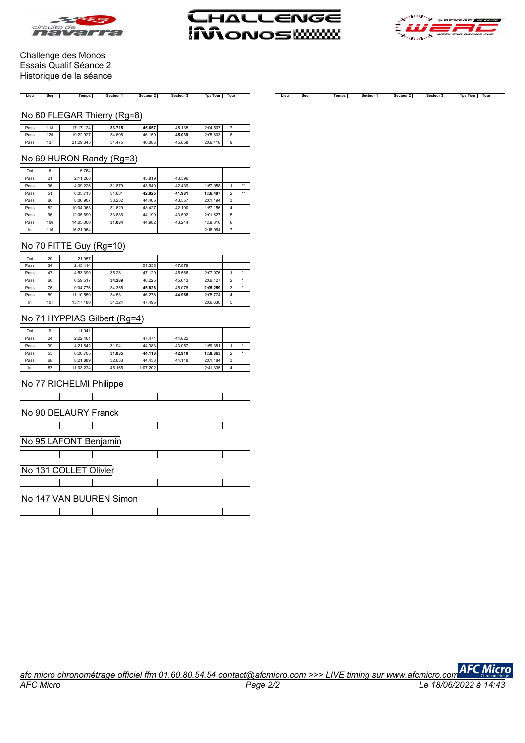Challenge des Monos
Essais Qualif Séance 2
Historique de la séance

## No 60 FLEGAR Thierry (Rg=8)

| Lieu | Seq | Temps | Secteur 1 | Secteur 2 | Secteur 3 | Tps Tour | Tour | |
|---|---|---|---|---|---|---|---|---|
| Pass | 118 | 17:17.124 | **33.715** | **45.657** | 45.135 | 2:04.507 | 7 | |
| Pass | 126 | 19:22.927 | 34.605 | 46.159 | **45.039** | 2:05.803 | 8 | |
| Pass | 131 | 21:29.345 | 34.475 | 46.085 | 45.858 | 2:06.418 | 9 | |

## No 69 HURON Randy (Rg=3)

| Lieu | Seq | Temps | Secteur 1 | Secteur 2 | Secteur 3 | Tps Tour | Tour | |
|---|---|---|---|---|---|---|---|---|
| Out | 6 | 5.764 | | | | | | |
| Pass | 21 | 2:11.268 | | 45.819 | 43.396 | | | |
| Pass | 36 | 4:09.226 | 31.879 | 43.640 | 42.439 | 1:57.958 | 1 | ** |
| Pass | 51 | 6:05.713 | 31.681 | **42.825** | **41.981** | **1:56.487** | 2 | ** |
| Pass | 66 | 8:06.907 | 33.232 | 44.405 | 43.557 | 2:01.194 | 3 | |
| Pass | 82 | 10:04.063 | 31.629 | 43.427 | 42.100 | 1:57.156 | 4 | |
| Pass | 96 | 12:05.690 | 33.836 | 44.199 | 43.592 | 2:01.627 | 5 | |
| Pass | 106 | 14:05.000 | **31.084** | 44.982 | 43.244 | 1:59.310 | 6 | |
| In | 116 | 16:21.964 | | | | 2:16.964 | 7 | |

## No 70 FITTE Guy (Rg=10)

| Lieu | Seq | Temps | Secteur 1 | Secteur 2 | Secteur 3 | Tps Tour | Tour | |
|---|---|---|---|---|---|---|---|---|
| Out | 20 | 21.057 | | | | | | |
| Pass | 34 | 2:45.414 | | 51.358 | 47.879 | | | |
| Pass | 47 | 4:53.390 | 35.281 | 47.129 | 45.566 | 2:07.976 | 1 | * |
| Pass | 60 | 6:59.517 | **34.289** | 46.225 | 45.613 | 2:06.127 | 2 | * |
| Pass | 76 | 9:04.776 | 34.355 | **45.826** | 45.078 | **2:05.259** | 3 | * |
| Pass | 89 | 11:10.550 | 34.531 | 46.278 | **44.965** | 2:05.774 | 4 | |
| In | 101 | 13:17.180 | 34.324 | 47.495 | | 2:06.630 | 5 | |

## No 71 HYPPIAS Gilbert (Rg=4)

| Lieu | Seq | Temps | Secteur 1 | Secteur 2 | Secteur 3 | Tps Tour | Tour | |
|---|---|---|---|---|---|---|---|---|
| Out | 9 | 11.041 | | | | | | |
| Pass | 24 | 2:22.461 | | 47.471 | 44.822 | | | |
| Pass | 39 | 4:21.842 | 31.941 | 44.383 | 43.057 | 1:59.381 | 1 | * |
| Pass | 53 | 6:20.705 | **31.835** | **44.118** | **42.910** | **1:58.863** | 2 | * |
| Pass | 68 | 8:21.889 | 32.633 | 44.433 | 44.118 | 2:01.184 | 3 | |
| In | 87 | 11:03.224 | 45.165 | 1:07.202 | | 2:41.335 | 4 | |

## No 77 RICHELMI Philippe

## No 90 DELAURY Franck

## No 95 LAFONT Benjamin

## No 131 COLLET Olivier

## No 147 VAN BUUREN Simon

*afc micro chronométrage officiel ffm 01.60.80.54.54 contact@afcmicro.com >>> LIVE timing sur www.afcmicro.com*

*AFC Micro* — *Le 18/06/2022 à 14:43*